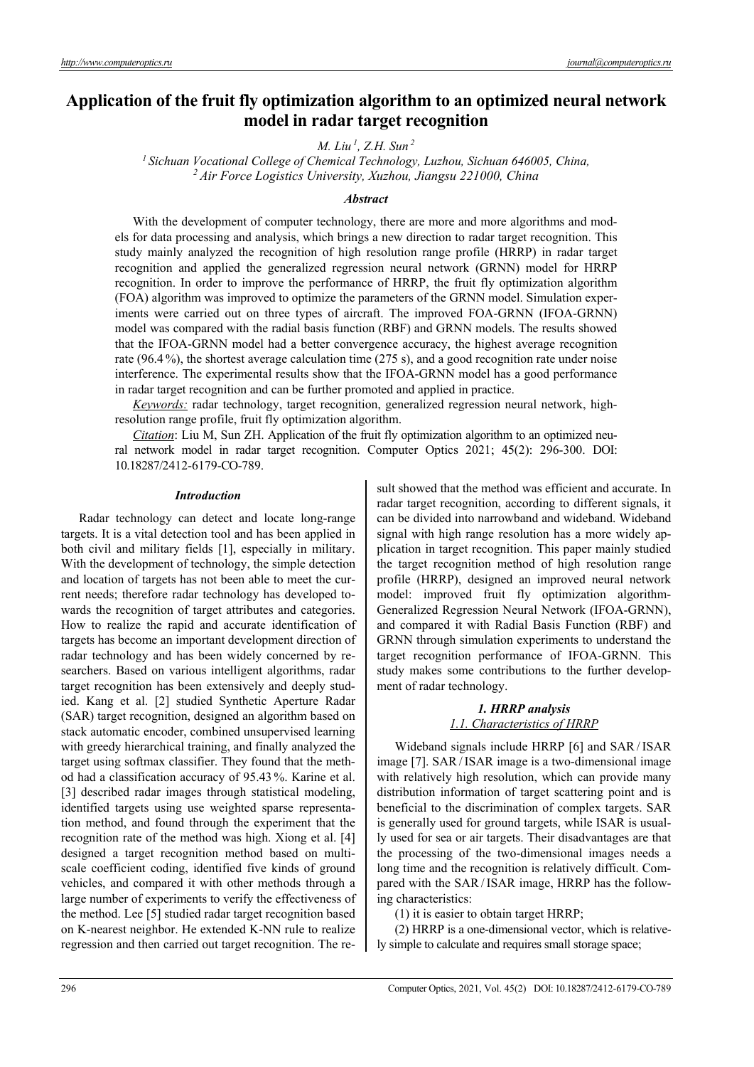# Application of the fruit fly optimization algorithm to an optimized neural network model in radar target recognition

*M. Liu [1], Z.H. Sun [2]*

[1] *Sichuan Vocational College of Chemical Technology, Luzhou, Sichuan 646005, China,*
[2] *Air Force Logistics University, Xuzhou, Jiangsu 221000, China*

### *Abstract*

With the development of computer technology, there are more and more algorithms and models for data processing and analysis, which brings a new direction to radar target recognition. This study mainly analyzed the recognition of high resolution range profile (HRRP) in radar target recognition and applied the generalized regression neural network (GRNN) model for HRRP recognition. In order to improve the performance of HRRP, the fruit fly optimization algorithm (FOA) algorithm was improved to optimize the parameters of the GRNN model. Simulation experiments were carried out on three types of aircraft. The improved FOA-GRNN (IFOA-GRNN) model was compared with the radial basis function (RBF) and GRNN models. The results showed that the IFOA-GRNN model had a better convergence accuracy, the highest average recognition rate (96.4 %), the shortest average calculation time (275 s), and a good recognition rate under noise interference. The experimental results show that the IFOA-GRNN model has a good performance in radar target recognition and can be further promoted and applied in practice.

*Keywords:* radar technology, target recognition, generalized regression neural network, high-resolution range profile, fruit fly optimization algorithm.

*Citation*: Liu M, Sun ZH. Application of the fruit fly optimization algorithm to an optimized neural network model in radar target recognition. Computer Optics 2021; 45(2): 296-300. DOI: 10.18287/2412-6179-CO-789.

## *Introduction*

Radar technology can detect and locate long-range targets. It is a vital detection tool and has been applied in both civil and military fields [1], especially in military. With the development of technology, the simple detection and location of targets has not been able to meet the current needs; therefore radar technology has developed towards the recognition of target attributes and categories. How to realize the rapid and accurate identification of targets has become an important development direction of radar technology and has been widely concerned by researchers. Based on various intelligent algorithms, radar target recognition has been extensively and deeply studied. Kang et al. [2] studied Synthetic Aperture Radar (SAR) target recognition, designed an algorithm based on stack automatic encoder, combined unsupervised learning with greedy hierarchical training, and finally analyzed the target using softmax classifier. They found that the method had a classification accuracy of 95.43 %. Karine et al. [3] described radar images through statistical modeling, identified targets using use weighted sparse representation method, and found through the experiment that the recognition rate of the method was high. Xiong et al. [4] designed a target recognition method based on multi-scale coefficient coding, identified five kinds of ground vehicles, and compared it with other methods through a large number of experiments to verify the effectiveness of the method. Lee [5] studied radar target recognition based on K-nearest neighbor. He extended K-NN rule to realize regression and then carried out target recognition. The result showed that the method was efficient and accurate. In radar target recognition, according to different signals, it can be divided into narrowband and wideband. Wideband signal with high range resolution has a more widely application in target recognition. This paper mainly studied the target recognition method of high resolution range profile (HRRP), designed an improved neural network model: improved fruit fly optimization algorithm-Generalized Regression Neural Network (IFOA-GRNN), and compared it with Radial Basis Function (RBF) and GRNN through simulation experiments to understand the target recognition performance of IFOA-GRNN. This study makes some contributions to the further development of radar technology.

## *1. HRRP analysis*

### *1.1. Characteristics of HRRP*

Wideband signals include HRRP [6] and SAR / ISAR image [7]. SAR / ISAR image is a two-dimensional image with relatively high resolution, which can provide many distribution information of target scattering point and is beneficial to the discrimination of complex targets. SAR is generally used for ground targets, while ISAR is usually used for sea or air targets. Their disadvantages are that the processing of the two-dimensional images needs a long time and the recognition is relatively difficult. Compared with the SAR / ISAR image, HRRP has the following characteristics:

(1) it is easier to obtain target HRRP;

(2) HRRP is a one-dimensional vector, which is relatively simple to calculate and requires small storage space;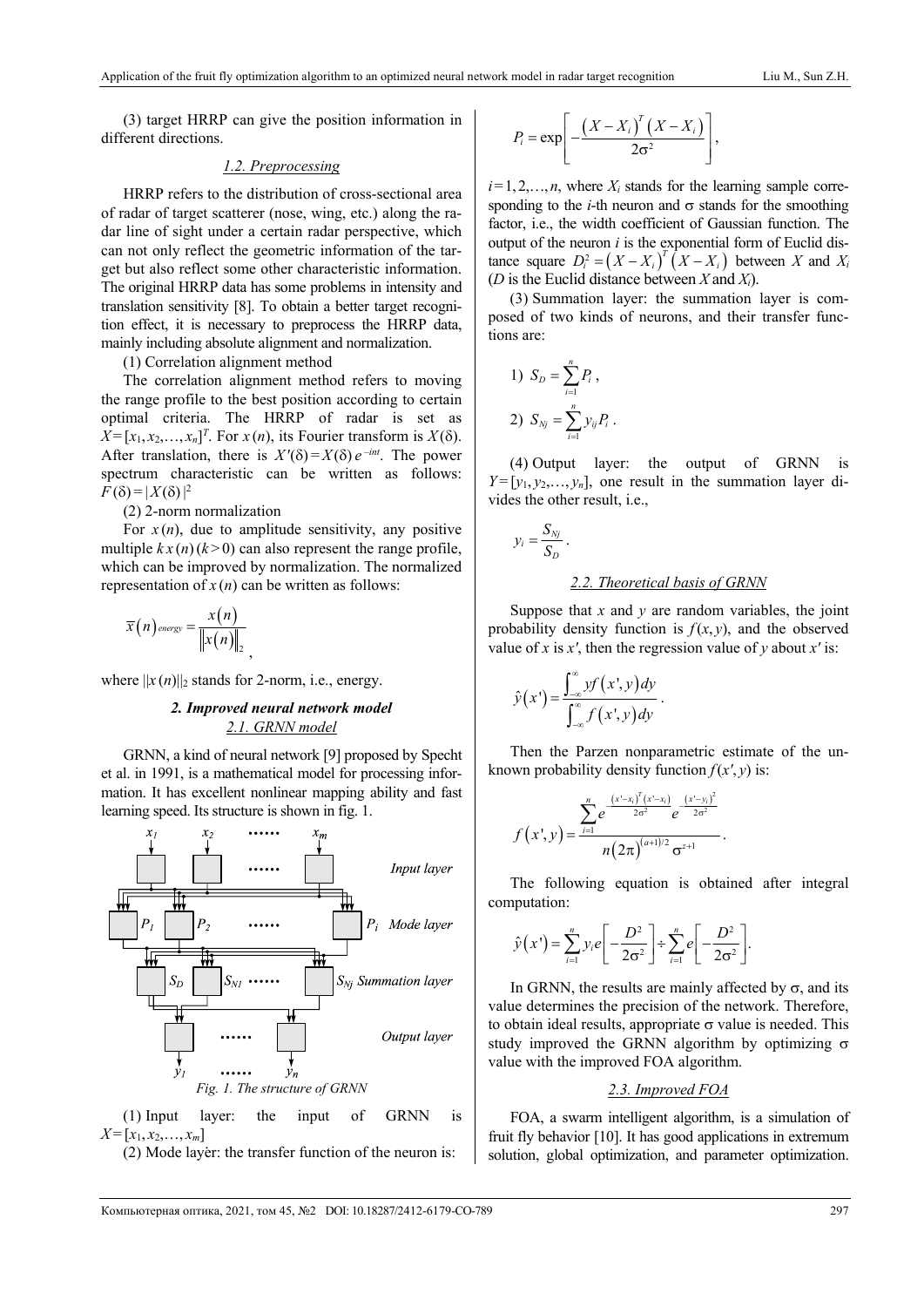(3) target HRRP can give the position information in different directions.

### *1.2. Preprocessing*

HRRP refers to the distribution of cross-sectional area of radar of target scatterer (nose, wing, etc.) along the radar line of sight under a certain radar perspective, which can not only reflect the geometric information of the target but also reflect some other characteristic information. The original HRRP data has some problems in intensity and translation sensitivity [8]. To obtain a better target recognition effect, it is necessary to preprocess the HRRP data, mainly including absolute alignment and normalization.

(1) Correlation alignment method

The correlation alignment method refers to moving the range profile to the best position according to certain optimal criteria. The HRRP of radar is set as $X=[x_1, x_2, \ldots, x_n]^T$. For $x(n)$, its Fourier transform is $X(\delta)$. After translation, there is $X'(\delta)=X(\delta)\, e^{-int}$. The power spectrum characteristic can be written as follows: $F(\delta)=|X(\delta)|^2$

(2) 2-norm normalization

For $x(n)$, due to amplitude sensitivity, any positive multiple $k\,x(n)\,(k>0)$ can also represent the range profile, which can be improved by normalization. The normalized representation of $x(n)$ can be written as follows:

$$\bar{x}(n)_{energy} = \frac{x(n)}{\left\|x(n)\right\|_2},$$

where $\|x(n)\|_2$ stands for 2-norm, i.e., energy.

## *2. Improved neural network model*

### *2.1. GRNN model*

GRNN, a kind of neural network [9] proposed by Specht et al. in 1991, is a mathematical model for processing information. It has excellent nonlinear mapping ability and fast learning speed. Its structure is shown in fig. 1.

*Fig. 1. The structure of GRNN*

(1) Input layer: the input of GRNN is $X=[x_1, x_2, \ldots, x_m]$

(2) Mode layer: the transfer function of the neuron is:

$$P_i = \exp\left[-\frac{(X-X_i)^T(X-X_i)}{2\sigma^2}\right],$$

$i=1,2,\ldots,n$, where $X_i$ stands for the learning sample corresponding to the $i$-th neuron and $\sigma$ stands for the smoothing factor, i.e., the width coefficient of Gaussian function. The output of the neuron $i$ is the exponential form of Euclid distance square $D_i^2=(X-X_i)^T(X-X_i)$ between $X$ and $X_i$ ($D$ is the Euclid distance between $X$ and $X_i$).

(3) Summation layer: the summation layer is composed of two kinds of neurons, and their transfer functions are:

1) $S_D = \sum_{i=1}^{n} P_i$,

2) $S_{Nj} = \sum_{i=1}^{n} y_{ij} P_i$.

(4) Output layer: the output of GRNN is $Y=[y_1, y_2, \ldots, y_n]$, one result in the summation layer divides the other result, i.e.,

$$y_i = \frac{S_{Nj}}{S_D}.$$

### *2.2. Theoretical basis of GRNN*

Suppose that $x$ and $y$ are random variables, the joint probability density function is $f(x, y)$, and the observed value of $x$ is $x'$, then the regression value of $y$ about $x'$ is:

$$\hat{y}(x') = \frac{\int_{-\infty}^{\infty} y f(x', y)\, dy}{\int_{-\infty}^{\infty} f(x', y)\, dy}.$$

Then the Parzen nonparametric estimate of the unknown probability density function $f(x', y)$ is:

$$f(x', y) = \frac{\sum_{i=1}^{n} e^{-\frac{(x'-x_i)^T(x'-x_i)}{2\sigma^2}} e^{-\frac{(x'-y_i)^2}{2\sigma^2}}}{n(2\pi)^{(a+1)/2}\sigma^{z+1}}.$$

The following equation is obtained after integral computation:

$$\hat{y}(x') = \sum_{i=1}^{n} y_i e\left[-\frac{D^2}{2\sigma^2}\right] \div \sum_{i=1}^{n} e\left[-\frac{D^2}{2\sigma^2}\right].$$

In GRNN, the results are mainly affected by $\sigma$, and its value determines the precision of the network. Therefore, to obtain ideal results, appropriate $\sigma$ value is needed. This study improved the GRNN algorithm by optimizing $\sigma$ value with the improved FOA algorithm.

### *2.3. Improved FOA*

FOA, a swarm intelligent algorithm, is a simulation of fruit fly behavior [10]. It has good applications in extremum solution, global optimization, and parameter optimization.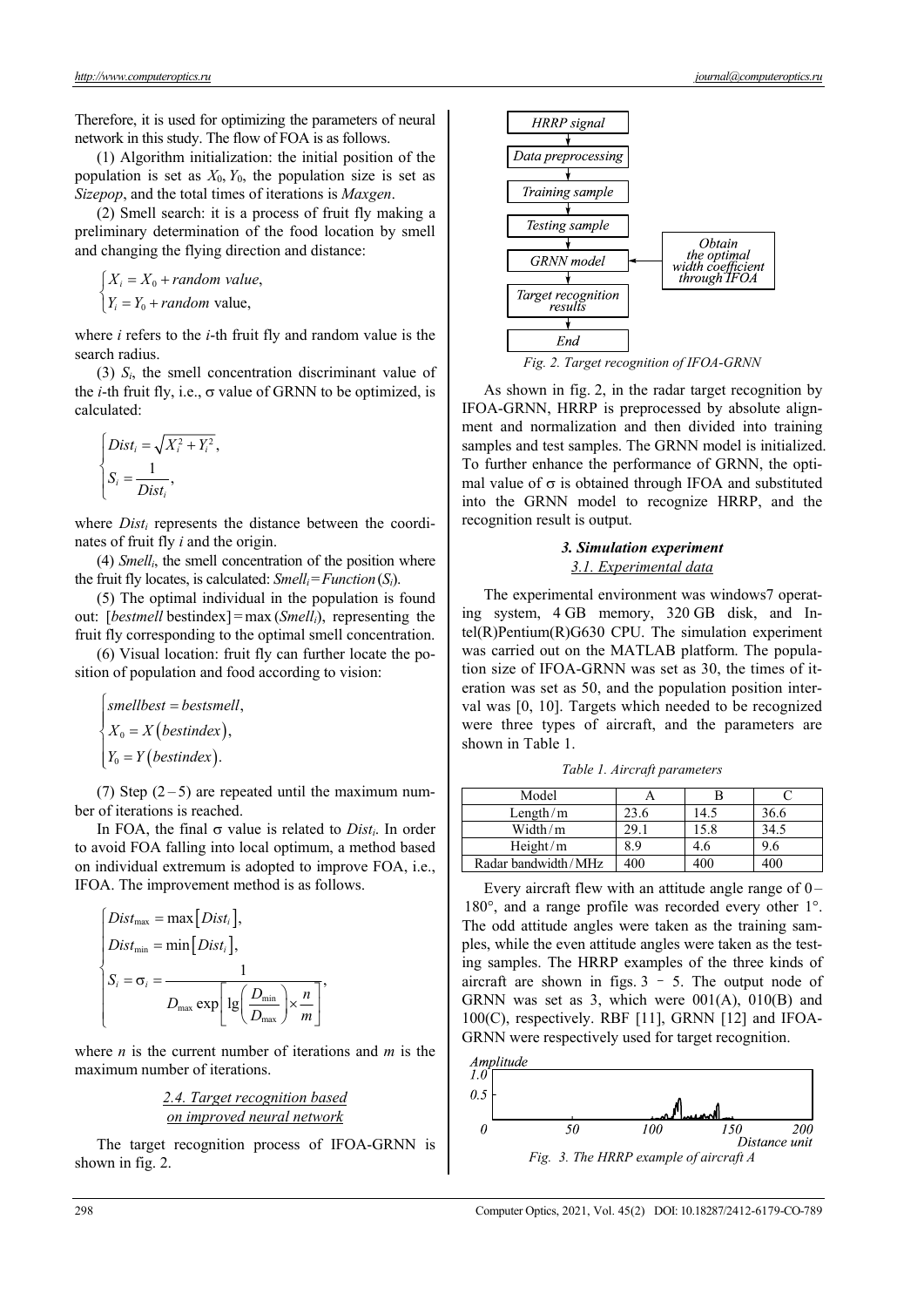Therefore, it is used for optimizing the parameters of neural network in this study. The flow of FOA is as follows.

(1) Algorithm initialization: the initial position of the population is set as $X_0, Y_0$, the population size is set as *Sizepop*, and the total times of iterations is *Maxgen*.

(2) Smell search: it is a process of fruit fly making a preliminary determination of the food location by smell and changing the flying direction and distance:

$$\begin{cases} X_i = X_0 + random\ value, \\ Y_i = Y_0 + random\ \text{value}, \end{cases}$$

where $i$ refers to the $i$-th fruit fly and random value is the search radius.

(3) $S_i$, the smell concentration discriminant value of the $i$-th fruit fly, i.e., σ value of GRNN to be optimized, is calculated:

$$\begin{cases} Dist_i = \sqrt{X_i^2 + Y_i^2}, \\ S_i = \dfrac{1}{Dist_i}, \end{cases}$$

where $Dist_i$ represents the distance between the coordinates of fruit fly $i$ and the origin.

(4) $Smell_i$, the smell concentration of the position where the fruit fly locates, is calculated: $Smell_i = Function(S_i)$.

(5) The optimal individual in the population is found out: $[bestmell\ \text{bestindex}] = \max(Smell_i)$, representing the fruit fly corresponding to the optimal smell concentration.

(6) Visual location: fruit fly can further locate the position of population and food according to vision:

$$\begin{cases} smellbest = bestsmell, \\ X_0 = X(bestindex), \\ Y_0 = Y(bestindex). \end{cases}$$

(7) Step (2–5) are repeated until the maximum number of iterations is reached.

In FOA, the final σ value is related to $Dist_i$. In order to avoid FOA falling into local optimum, a method based on individual extremum is adopted to improve FOA, i.e., IFOA. The improvement method is as follows.

$$\begin{cases} Dist_{\max} = \max\left[Dist_i\right], \\ Dist_{\min} = \min\left[Dist_i\right], \\ S_i = \sigma_i = \dfrac{1}{D_{\max}\exp\left[\lg\left(\dfrac{D_{\min}}{D_{\max}}\right) \times \dfrac{n}{m}\right]}, \end{cases}$$

where $n$ is the current number of iterations and $m$ is the maximum number of iterations.

### 2.4. Target recognition based on improved neural network

The target recognition process of IFOA-GRNN is shown in fig. 2.

HRRP signal → Data preprocessing → Training sample → Testing sample → GRNN model (← Obtain the optimal width coefficient through IFOA) → Target recognition results → End

*Fig. 2. Target recognition of IFOA-GRNN*

As shown in fig. 2, in the radar target recognition by IFOA-GRNN, HRRP is preprocessed by absolute alignment and normalization and then divided into training samples and test samples. The GRNN model is initialized. To further enhance the performance of GRNN, the optimal value of σ is obtained through IFOA and substituted into the GRNN model to recognize HRRP, and the recognition result is output.

## 3. Simulation experiment

### 3.1. Experimental data

The experimental environment was windows7 operating system, 4 GB memory, 320 GB disk, and Intel(R)Pentium(R)G630 CPU. The simulation experiment was carried out on the MATLAB platform. The population size of IFOA-GRNN was set as 30, the times of iteration was set as 50, and the population position interval was [0, 10]. Targets which needed to be recognized were three types of aircraft, and the parameters are shown in Table 1.

*Table 1. Aircraft parameters*

| Model | A | B | C |
|---|---|---|---|
| Length / m | 23.6 | 14.5 | 36.6 |
| Width / m | 29.1 | 15.8 | 34.5 |
| Height / m | 8.9 | 4.6 | 9.6 |
| Radar bandwidth / MHz | 400 | 400 | 400 |

Every aircraft flew with an attitude angle range of 0–180°, and a range profile was recorded every other 1°. The odd attitude angles were taken as the training samples, while the even attitude angles were taken as the testing samples. The HRRP examples of the three kinds of aircraft are shown in figs. 3 – 5. The output node of GRNN was set as 3, which were 001(A), 010(B) and 100(C), respectively. RBF [11], GRNN [12] and IFOA-GRNN were respectively used for target recognition.

*Fig. 3. The HRRP example of aircraft A*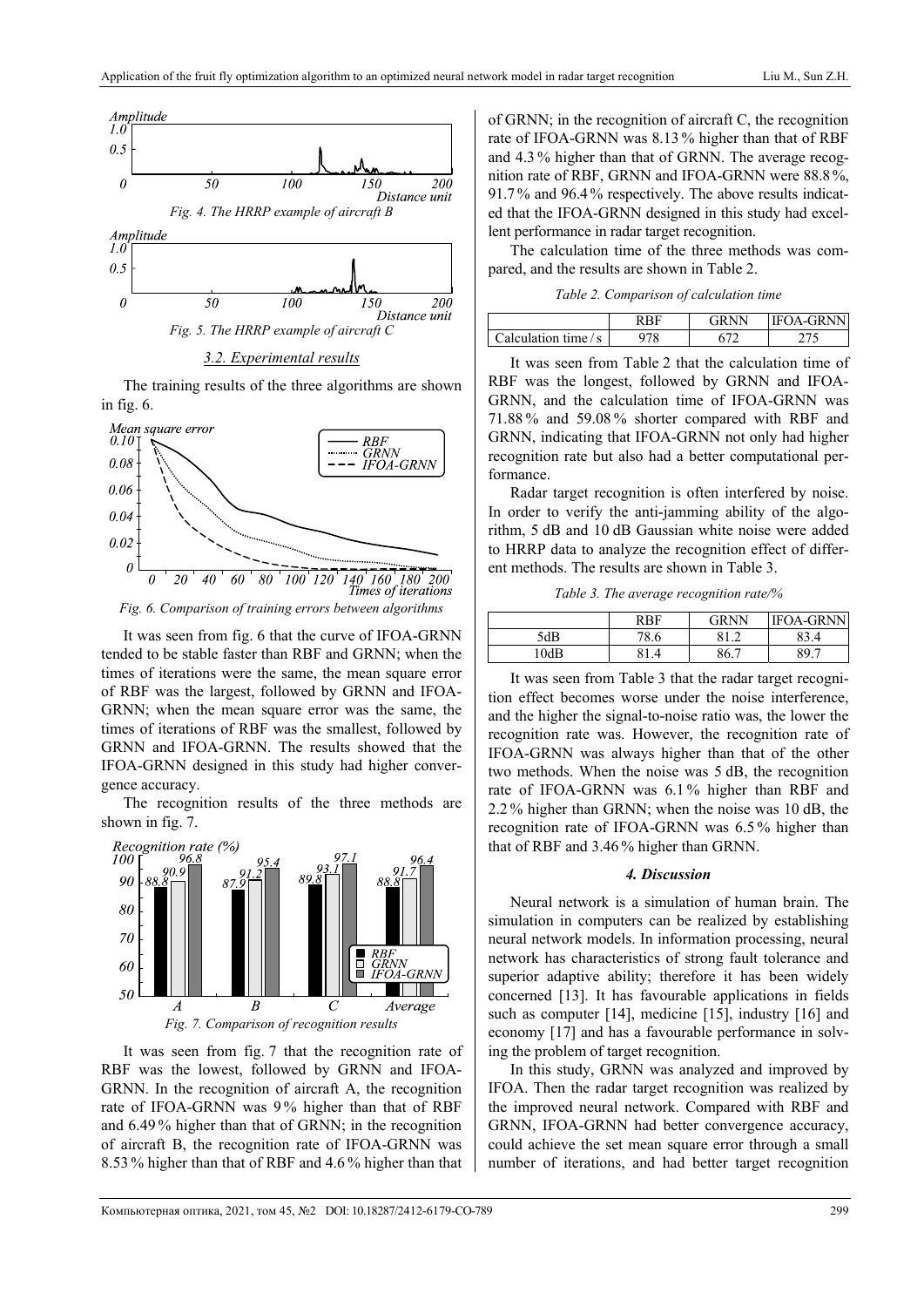Fig. 4. The HRRP example of aircraft B

Fig. 5. The HRRP example of aircraft C

### 3.2. Experimental results

The training results of the three algorithms are shown in fig. 6.

Fig. 6. Comparison of training errors between algorithms

It was seen from fig. 6 that the curve of IFOA-GRNN tended to be stable faster than RBF and GRNN; when the times of iterations were the same, the mean square error of RBF was the largest, followed by GRNN and IFOA-GRNN; when the mean square error was the same, the times of iterations of RBF was the smallest, followed by GRNN and IFOA-GRNN. The results showed that the IFOA-GRNN designed in this study had higher convergence accuracy.

The recognition results of the three methods are shown in fig. 7.

Fig. 7. Comparison of recognition results

It was seen from fig. 7 that the recognition rate of RBF was the lowest, followed by GRNN and IFOA-GRNN. In the recognition of aircraft A, the recognition rate of IFOA-GRNN was 9 % higher than that of RBF and 6.49 % higher than that of GRNN; in the recognition of aircraft B, the recognition rate of IFOA-GRNN was 8.53 % higher than that of RBF and 4.6 % higher than that of GRNN; in the recognition of aircraft C, the recognition rate of IFOA-GRNN was 8.13 % higher than that of RBF and 4.3 % higher than that of GRNN. The average recognition rate of RBF, GRNN and IFOA-GRNN were 88.8 %, 91.7 % and 96.4 % respectively. The above results indicated that the IFOA-GRNN designed in this study had excellent performance in radar target recognition.

The calculation time of the three methods was compared, and the results are shown in Table 2.

Table 2. Comparison of calculation time

| | RBF | GRNN | IFOA-GRNN |
|---|---|---|---|
| Calculation time / s | 978 | 672 | 275 |

It was seen from Table 2 that the calculation time of RBF was the longest, followed by GRNN and IFOA-GRNN, and the calculation time of IFOA-GRNN was 71.88 % and 59.08 % shorter compared with RBF and GRNN, indicating that IFOA-GRNN not only had higher recognition rate but also had a better computational performance.

Radar target recognition is often interfered by noise. In order to verify the anti-jamming ability of the algorithm, 5 dB and 10 dB Gaussian white noise were added to HRRP data to analyze the recognition effect of different methods. The results are shown in Table 3.

Table 3. The average recognition rate/%

| | RBF | GRNN | IFOA-GRNN |
|---|---|---|---|
| 5dB | 78.6 | 81.2 | 83.4 |
| 10dB | 81.4 | 86.7 | 89.7 |

It was seen from Table 3 that the radar target recognition effect becomes worse under the noise interference, and the higher the signal-to-noise ratio was, the lower the recognition rate was. However, the recognition rate of IFOA-GRNN was always higher than that of the other two methods. When the noise was 5 dB, the recognition rate of IFOA-GRNN was 6.1 % higher than RBF and 2.2 % higher than GRNN; when the noise was 10 dB, the recognition rate of IFOA-GRNN was 6.5 % higher than that of RBF and 3.46 % higher than GRNN.

## 4. Discussion

Neural network is a simulation of human brain. The simulation in computers can be realized by establishing neural network models. In information processing, neural network has characteristics of strong fault tolerance and superior adaptive ability; therefore it has been widely concerned [13]. It has favourable applications in fields such as computer [14], medicine [15], industry [16] and economy [17] and has a favourable performance in solving the problem of target recognition.

In this study, GRNN was analyzed and improved by IFOA. Then the radar target recognition was realized by the improved neural network. Compared with RBF and GRNN, IFOA-GRNN had better convergence accuracy, could achieve the set mean square error through a small number of iterations, and had better target recognition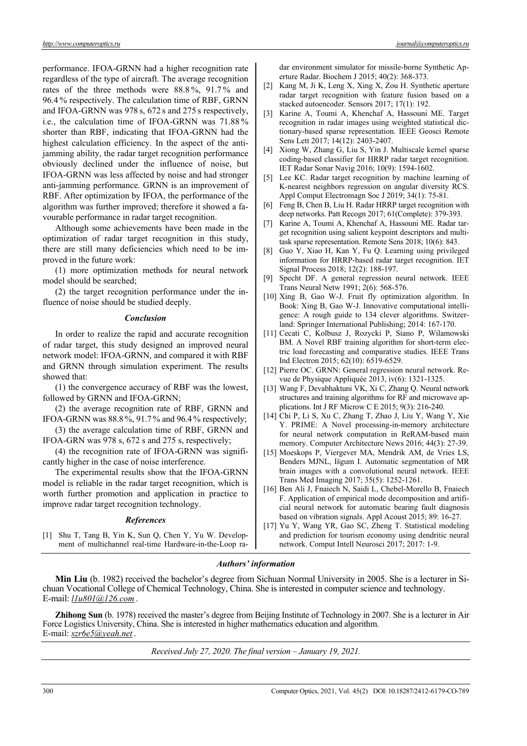performance. IFOA-GRNN had a higher recognition rate regardless of the type of aircraft. The average recognition rates of the three methods were 88.8 %, 91.7 % and 96.4 % respectively. The calculation time of RBF, GRNN and IFOA-GRNN was 978 s, 672 s and 275 s respectively, i.e., the calculation time of IFOA-GRNN was 71.88 % shorter than RBF, indicating that IFOA-GRNN had the highest calculation efficiency. In the aspect of the anti-jamming ability, the radar target recognition performance obviously declined under the influence of noise, but IFOA-GRNN was less affected by noise and had stronger anti-jamming performance. GRNN is an improvement of RBF. After optimization by IFOA, the performance of the algorithm was further improved; therefore it showed a favourable performance in radar target recognition.

Although some achievements have been made in the optimization of radar target recognition in this study, there are still many deficiencies which need to be improved in the future work:

(1) more optimization methods for neural network model should be searched;

(2) the target recognition performance under the influence of noise should be studied deeply.

### *Conclusion*

In order to realize the rapid and accurate recognition of radar target, this study designed an improved neural network model: IFOA-GRNN, and compared it with RBF and GRNN through simulation experiment. The results showed that:

(1) the convergence accuracy of RBF was the lowest, followed by GRNN and IFOA-GRNN;

(2) the average recognition rate of RBF, GRNN and IFOA-GRNN was 88.8 %, 91.7 % and 96.4 % respectively;

(3) the average calculation time of RBF, GRNN and IFOA-GRN was 978 s, 672 s and 275 s, respectively;

(4) the recognition rate of IFOA-GRNN was significantly higher in the case of noise interference.

The experimental results show that the IFOA-GRNN model is reliable in the radar target recognition, which is worth further promotion and application in practice to improve radar target recognition technology.

### *References*

[1] Shu T, Tang B, Yin K, Sun Q, Chen Y, Yu W. Development of multichannel real-time Hardware-in-the-Loop radar environment simulator for missile-borne Synthetic Aperture Radar. Biochem J 2015; 40(2): 368-373.

[2] Kang M, Ji K, Leng X, Xing X, Zou H. Synthetic aperture radar target recognition with feature fusion based on a stacked autoencoder. Sensors 2017; 17(1): 192.

[3] Karine A, Toumi A, Khenchaf A, Hassouni ME. Target recognition in radar images using weighted statistical dictionary-based sparse representation. IEEE Geosci Remote Sens Lett 2017; 14(12): 2403-2407.

[4] Xiong W, Zhang G, Liu S, Yin J. Multiscale kernel sparse coding-based classifier for HRRP radar target recognition. IET Radar Sonar Navig 2016; 10(9): 1594-1602.

[5] Lee KC. Radar target recognition by machine learning of K-nearest neighbors regression on angular diversity RCS. Appl Comput Electromagn Soc J 2019; 34(1): 75-81.

[6] Feng B, Chen B, Liu H. Radar HRRP target recognition with deep networks. Patt Recogn 2017; 61(Complete): 379-393.

[7] Karine A, Toumi A, Khenchaf A, Hassouni ME. Radar target recognition using salient keypoint descriptors and multitask sparse representation. Remote Sens 2018; 10(6): 843.

[8] Guo Y, Xiao H, Kan Y, Fu Q. Learning using privileged information for HRRP-based radar target recognition. IET Signal Process 2018; 12(2): 188-197.

[9] Specht DF. A general regression neural network. IEEE Trans Neural Netw 1991; 2(6): 568-576.

[10] Xing B, Gao W-J. Fruit fly optimization algorithm. In Book: Xing B, Gao W-J. Innovative computational intelligence: A rough guide to 134 clever algorithms. Switzerland: Springer International Publishing; 2014: 167-170.

[11] Cecati C, Kolbusz J, Rozycki P, Siano P, Wilamowski BM. A Novel RBF training algorithm for short-term electric load forecasting and comparative studies. IEEE Trans Ind Electron 2015; 62(10): 6519-6529.

[12] Pierre OC. GRNN: General regression neural network. Revue de Physique Appliquée 2013, iv(6): 1321-1325.

[13] Wang F, Devabhaktuni VK, Xi C, Zhang Q. Neural network structures and training algorithms for RF and microwave applications. Int J RF Microw C E 2015; 9(3): 216-240.

[14] Chi P, Li S, Xu C, Zhang T, Zhao J, Liu Y, Wang Y, Xie Y. PRIME: A Novel processing-in-memory architecture for neural network computation in ReRAM-based main memory. Computer Architecture News 2016; 44(3): 27-39.

[15] Moeskops P, Viergever MA, Mendrik AM, de Vries LS, Benders MJNL, Išgum I. Automatic segmentation of MR brain images with a convolutional neural network. IEEE Trans Med Imaging 2017; 35(5): 1252-1261.

[16] Ben Ali J, Fnaiech N, Saidi L, Chebel-Morello B, Fnaiech F. Application of empirical mode decomposition and artificial neural network for automatic bearing fault diagnosis based on vibration signals. Appl Acoust 2015; 89: 16-27.

[17] Yu Y, Wang YR, Gao SC, Zheng T. Statistical modeling and prediction for tourism economy using dendritic neural network. Comput Intell Neurosci 2017; 2017: 1-9.

### *Authors' information*

**Min Liu** (b. 1982) received the bachelor's degree from Sichuan Normal University in 2005. She is a lecturer in Sichuan Vocational College of Chemical Technology, China. She is interested in computer science and technology. E-mail: *l1u801@126.com* .

**Zhihong Sun** (b. 1978) received the master's degree from Beijing Institute of Technology in 2007. She is a lecturer in Air Force Logistics University, China. She is interested in higher mathematics education and algorithm. E-mail: *szr6e5@yeah.net* .

*Received July 27, 2020. The final version – January 19, 2021.*